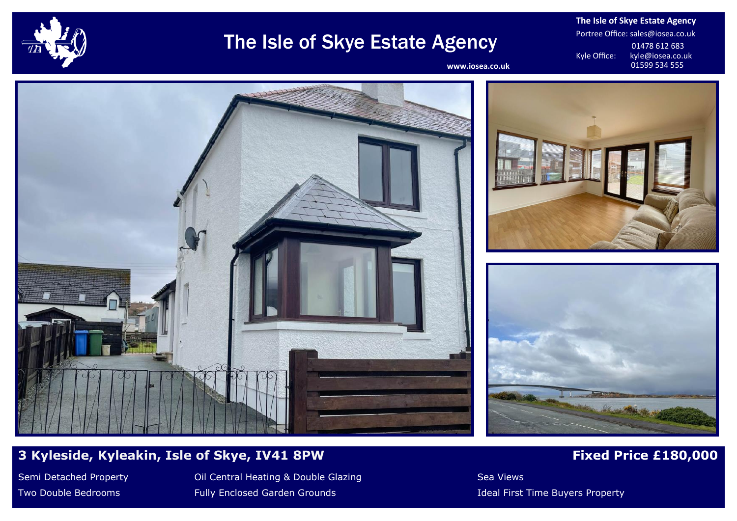# The Isle of Skye Estate Agency

www.iosea.co.uk

**The Isle of Skye Estate Agency**

Portree Office: sales@iosea.co.uk
01478 612 683

Kyle Office: kyle@iosea.co.uk
01599 534 555

## 3 Kyleside, Kyleakin, Isle of Skye, IV41 8PW

## Fixed Price £180,000

- Semi Detached Property
- Two Double Bedrooms
- Oil Central Heating & Double Glazing
- Fully Enclosed Garden Grounds
- Sea Views
- Ideal First Time Buyers Property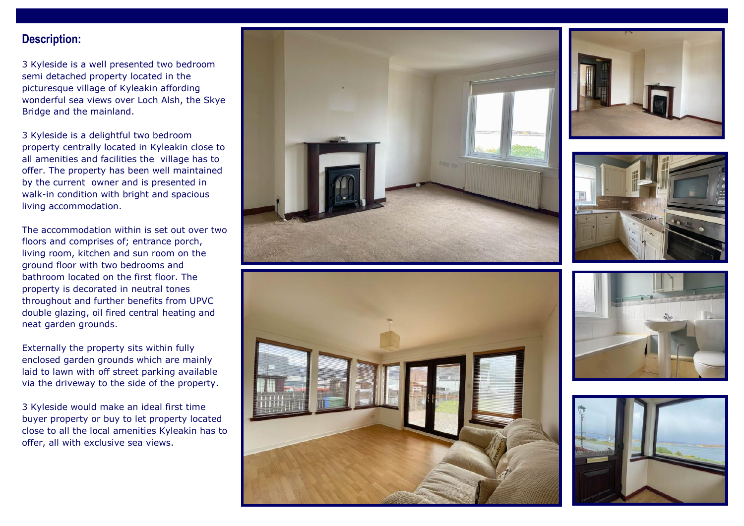## Description:

3 Kyleside is a well presented two bedroom semi detached property located in the picturesque village of Kyleakin affording wonderful sea views over Loch Alsh, the Skye Bridge and the mainland.

3 Kyleside is a delightful two bedroom property centrally located in Kyleakin close to all amenities and facilities the village has to offer. The property has been well maintained by the current owner and is presented in walk-in condition with bright and spacious living accommodation.

The accommodation within is set out over two floors and comprises of; entrance porch, living room, kitchen and sun room on the ground floor with two bedrooms and bathroom located on the first floor. The property is decorated in neutral tones throughout and further benefits from UPVC double glazing, oil fired central heating and neat garden grounds.

Externally the property sits within fully enclosed garden grounds which are mainly laid to lawn with off street parking available via the driveway to the side of the property.

3 Kyleside would make an ideal first time buyer property or buy to let property located close to all the local amenities Kyleakin has to offer, all with exclusive sea views.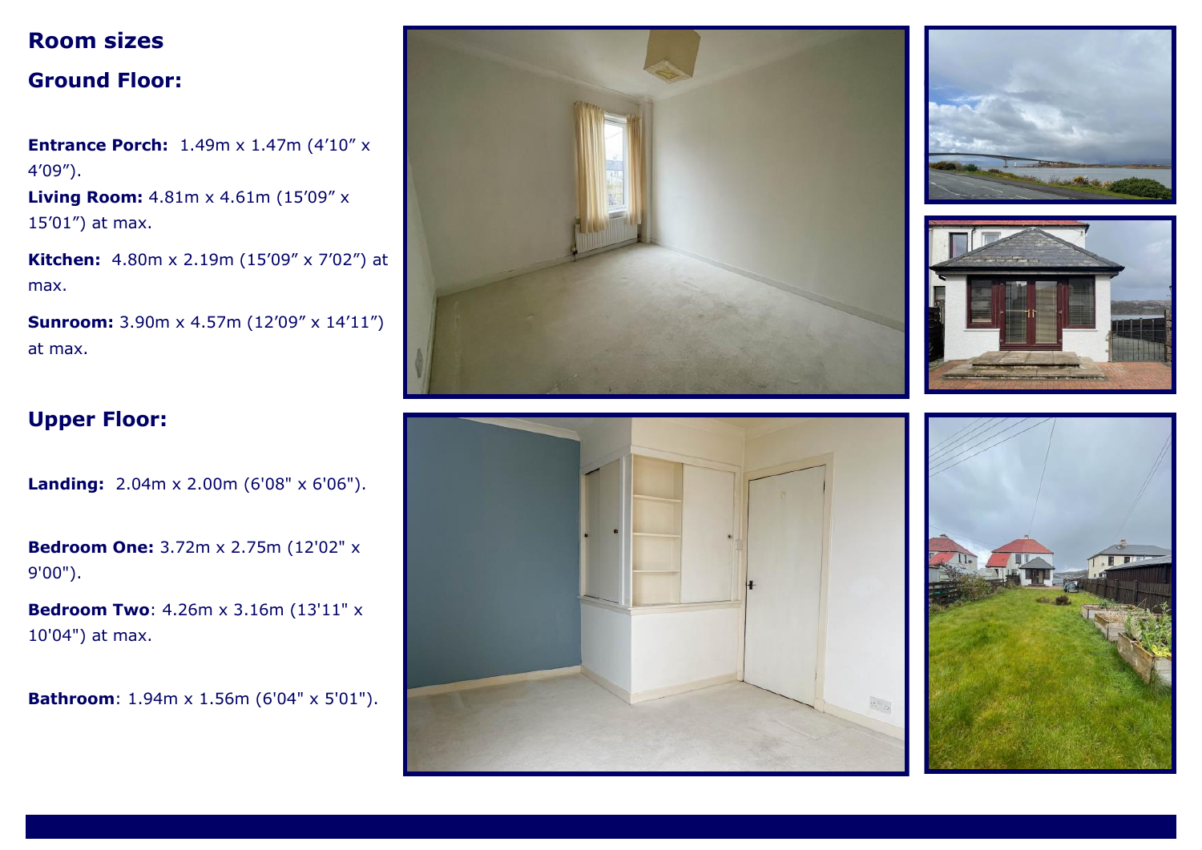## Room sizes

### Ground Floor:

**Entrance Porch:** 1.49m x 1.47m (4’10” x 4’09”).

**Living Room:** 4.81m x 4.61m (15’09” x 15’01”) at max.

**Kitchen:** 4.80m x 2.19m (15’09” x 7’02”) at max.

**Sunroom:** 3.90m x 4.57m (12’09” x 14’11”) at max.

### Upper Floor:

**Landing:** 2.04m x 2.00m (6'08" x 6'06").

**Bedroom One:** 3.72m x 2.75m (12'02" x 9'00").

**Bedroom Two**: 4.26m x 3.16m (13'11" x 10'04") at max.

**Bathroom**: 1.94m x 1.56m (6'04" x 5'01").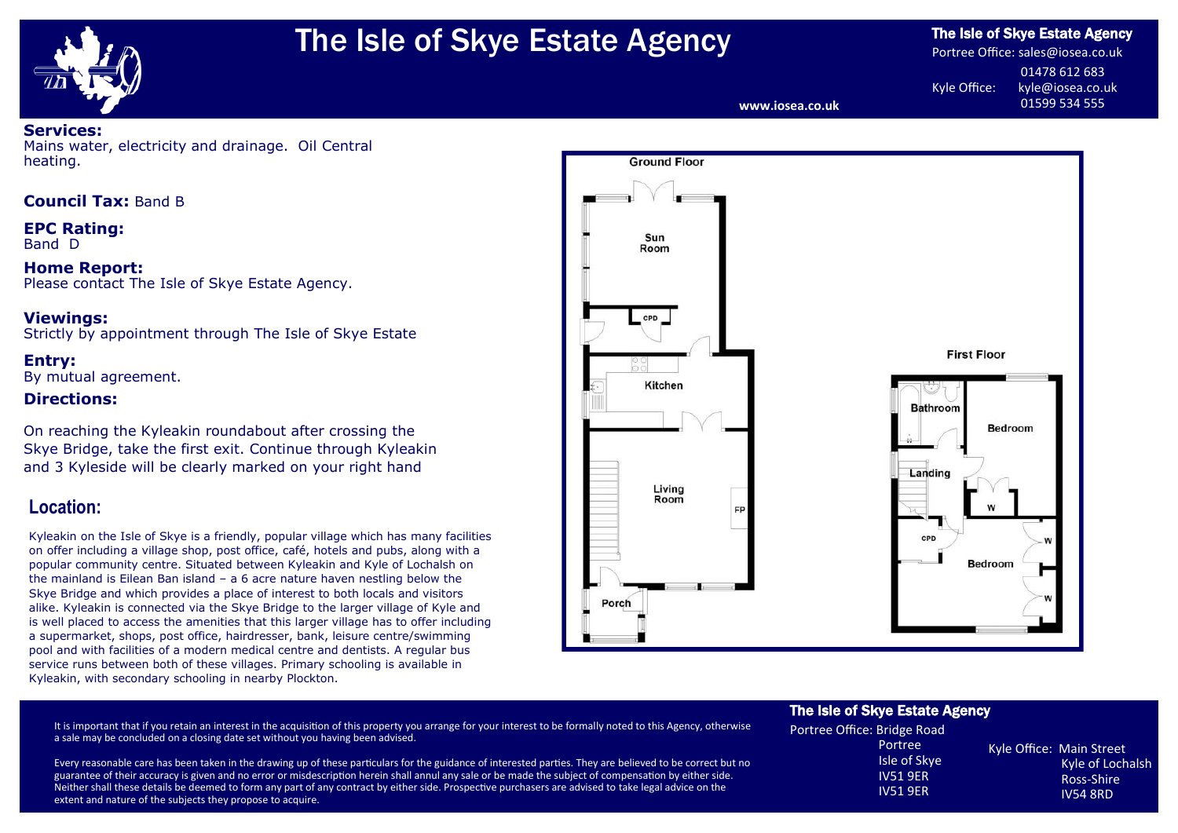# The Isle of Skye Estate Agency

**The Isle of Skye Estate Agency**
Portree Office: sales@iosea.co.uk
01478 612 683
Kyle Office: kyle@iosea.co.uk
01599 534 555

www.iosea.co.uk

**Services:**
Mains water, electricity and drainage. Oil Central heating.

**Council Tax:** Band B

**EPC Rating:**
Band D

**Home Report:**
Please contact The Isle of Skye Estate Agency.

**Viewings:**
Strictly by appointment through The Isle of Skye Estate

**Entry:**
By mutual agreement.

**Directions:**

On reaching the Kyleakin roundabout after crossing the Skye Bridge, take the first exit. Continue through Kyleakin and 3 Kyleside will be clearly marked on your right hand

## Location:

Kyleakin on the Isle of Skye is a friendly, popular village which has many facilities on offer including a village shop, post office, café, hotels and pubs, along with a popular community centre. Situated between Kyleakin and Kyle of Lochalsh on the mainland is Eilean Ban island – a 6 acre nature haven nestling below the Skye Bridge and which provides a place of interest to both locals and visitors alike. Kyleakin is connected via the Skye Bridge to the larger village of Kyle and is well placed to access the amenities that this larger village has to offer including a supermarket, shops, post office, hairdresser, bank, leisure centre/swimming pool and with facilities of a modern medical centre and dentists. A regular bus service runs between both of these villages. Primary schooling is available in Kyleakin, with secondary schooling in nearby Plockton.

Ground Floor
Sun Room
CPD
Kitchen
Living Room
FP
Porch

First Floor
Bathroom
Bedroom
Landing
W
CPD
Bedroom
W
W

It is important that if you retain an interest in the acquisition of this property you arrange for your interest to be formally noted to this Agency, otherwise a sale may be concluded on a closing date set without you having been advised.

Every reasonable care has been taken in the drawing up of these particulars for the guidance of interested parties. They are believed to be correct but no guarantee of their accuracy is given and no error or misdescription herein shall annul any sale or be made the subject of compensation by either side. Neither shall these details be deemed to form any part of any contract by either side. Prospective purchasers are advised to take legal advice on the extent and nature of the subjects they propose to acquire.

**The Isle of Skye Estate Agency**
Portree Office: Bridge Road
Portree
Isle of Skye
IV51 9ER
IV51 9ER

Kyle Office: Main Street
Kyle of Lochalsh
Ross-Shire
IV54 8RD